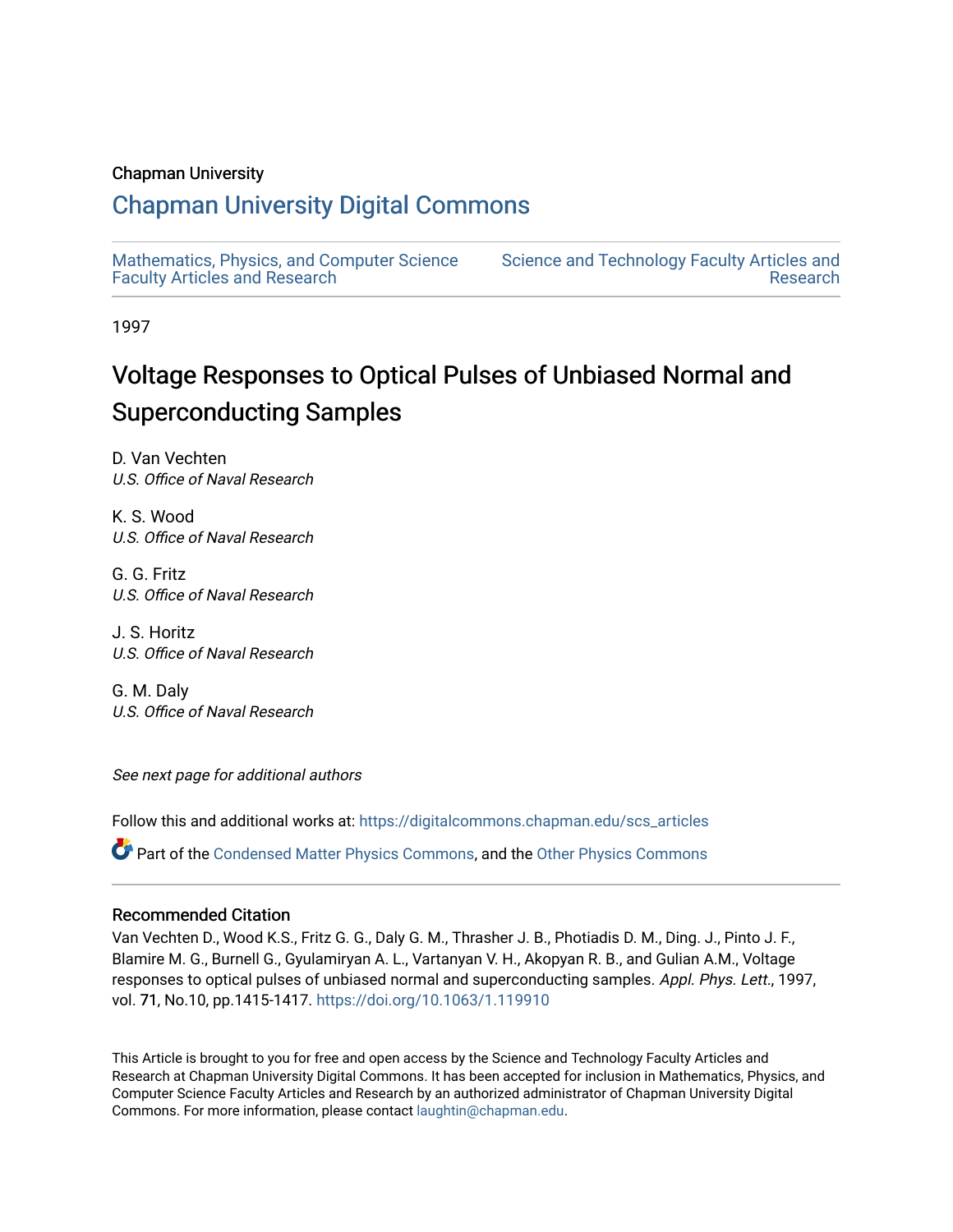Chapman University

## Chapman University Digital Commons

Mathematics, Physics, and Computer Science Faculty Articles and Research

Science and Technology Faculty Articles and Research

1997

# Voltage Responses to Optical Pulses of Unbiased Normal and Superconducting Samples

D. Van Vechten
*U.S. Office of Naval Research*

K. S. Wood
*U.S. Office of Naval Research*

G. G. Fritz
*U.S. Office of Naval Research*

J. S. Horitz
*U.S. Office of Naval Research*

G. M. Daly
*U.S. Office of Naval Research*

*See next page for additional authors*

Follow this and additional works at: https://digitalcommons.chapman.edu/scs_articles

Part of the Condensed Matter Physics Commons, and the Other Physics Commons

### Recommended Citation

Van Vechten D., Wood K.S., Fritz G. G., Daly G. M., Thrasher J. B., Photiadis D. M., Ding. J., Pinto J. F., Blamire M. G., Burnell G., Gyulamiryan A. L., Vartanyan V. H., Akopyan R. B., and Gulian A.M., Voltage responses to optical pulses of unbiased normal and superconducting samples. *Appl. Phys. Lett.*, 1997, vol. 71, No.10, pp.1415-1417. https://doi.org/10.1063/1.119910

This Article is brought to you for free and open access by the Science and Technology Faculty Articles and Research at Chapman University Digital Commons. It has been accepted for inclusion in Mathematics, Physics, and Computer Science Faculty Articles and Research by an authorized administrator of Chapman University Digital Commons. For more information, please contact laughtin@chapman.edu.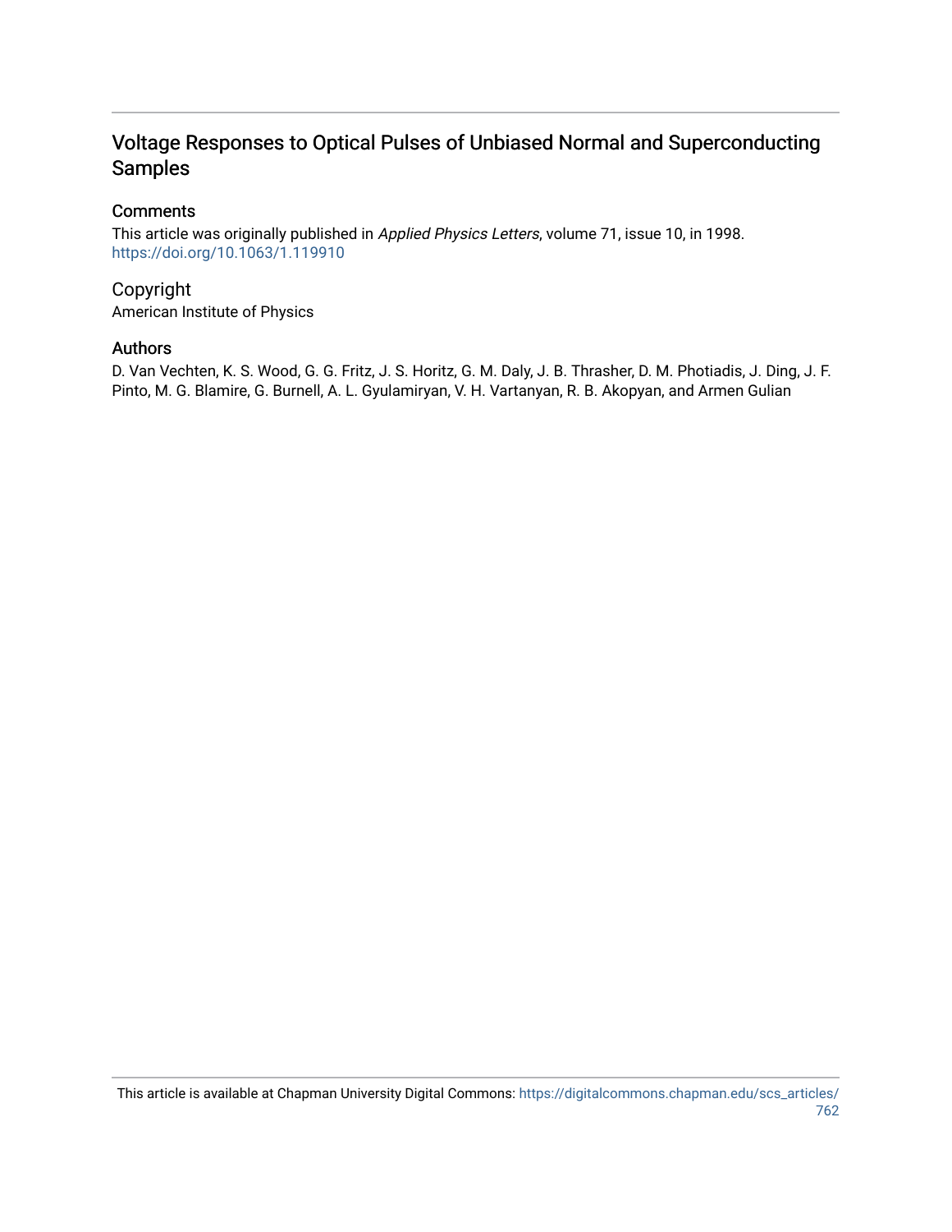# Voltage Responses to Optical Pulses of Unbiased Normal and Superconducting Samples

## Comments

This article was originally published in *Applied Physics Letters*, volume 71, issue 10, in 1998. https://doi.org/10.1063/1.119910

## Copyright

American Institute of Physics

## Authors

D. Van Vechten, K. S. Wood, G. G. Fritz, J. S. Horitz, G. M. Daly, J. B. Thrasher, D. M. Photiadis, J. Ding, J. F. Pinto, M. G. Blamire, G. Burnell, A. L. Gyulamiryan, V. H. Vartanyan, R. B. Akopyan, and Armen Gulian

This article is available at Chapman University Digital Commons: https://digitalcommons.chapman.edu/scs_articles/762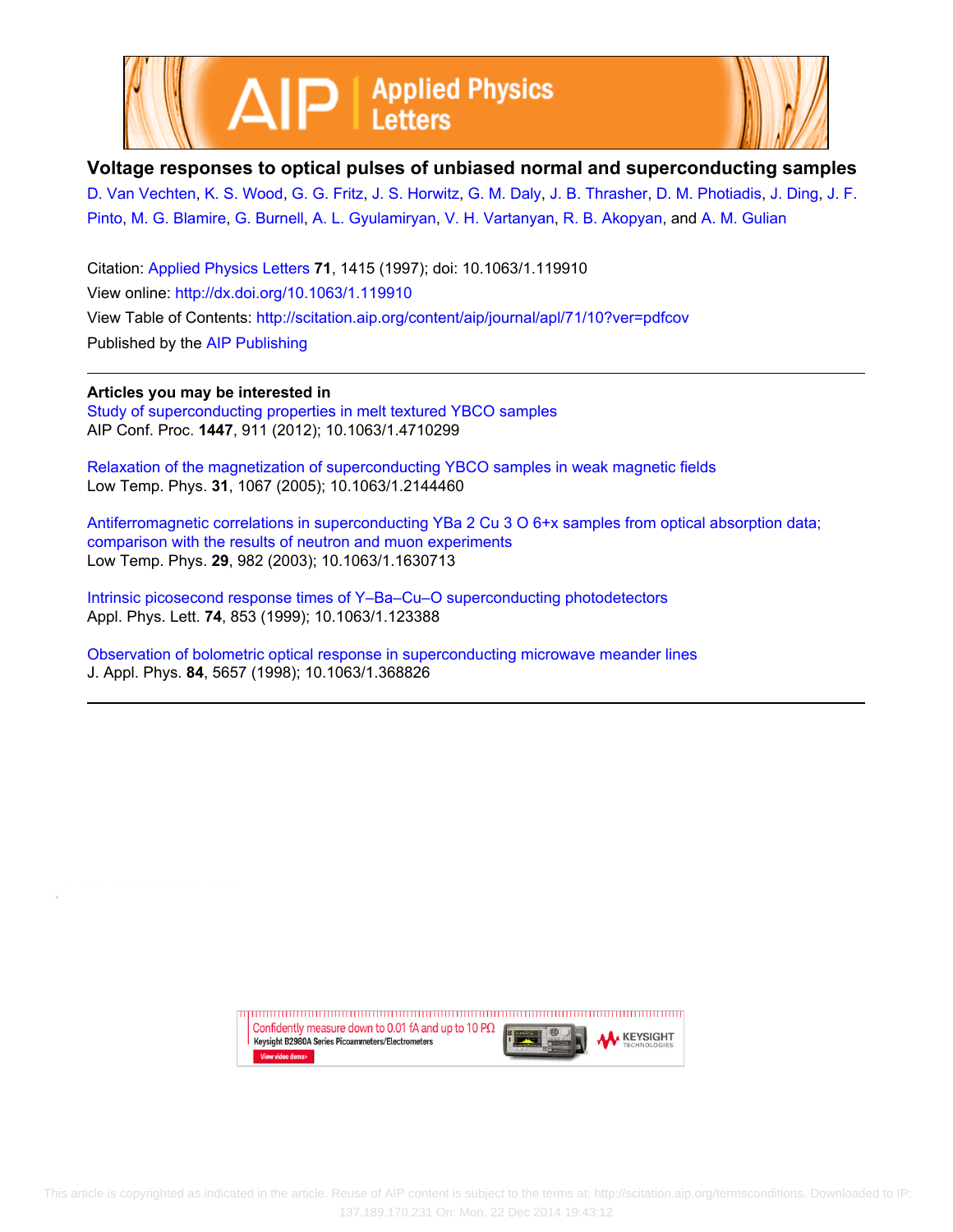# Voltage responses to optical pulses of unbiased normal and superconducting samples

D. Van Vechten, K. S. Wood, G. G. Fritz, J. S. Horwitz, G. M. Daly, J. B. Thrasher, D. M. Photiadis, J. Ding, J. F. Pinto, M. G. Blamire, G. Burnell, A. L. Gyulamiryan, V. H. Vartanyan, R. B. Akopyan, and A. M. Gulian

Citation: Applied Physics Letters **71**, 1415 (1997); doi: 10.1063/1.119910

View online: http://dx.doi.org/10.1063/1.119910

View Table of Contents: http://scitation.aip.org/content/aip/journal/apl/71/10?ver=pdfcov

Published by the AIP Publishing

## Articles you may be interested in

Study of superconducting properties in melt textured YBCO samples
AIP Conf. Proc. **1447**, 911 (2012); 10.1063/1.4710299

Relaxation of the magnetization of superconducting YBCO samples in weak magnetic fields
Low Temp. Phys. **31**, 1067 (2005); 10.1063/1.2144460

Antiferromagnetic correlations in superconducting YBa 2 Cu 3 O 6+x samples from optical absorption data; comparison with the results of neutron and muon experiments
Low Temp. Phys. **29**, 982 (2003); 10.1063/1.1630713

Intrinsic picosecond response times of Y–Ba–Cu–O superconducting photodetectors
Appl. Phys. Lett. **74**, 853 (1999); 10.1063/1.123388

Observation of bolometric optical response in superconducting microwave meander lines
J. Appl. Phys. **84**, 5657 (1998); 10.1063/1.368826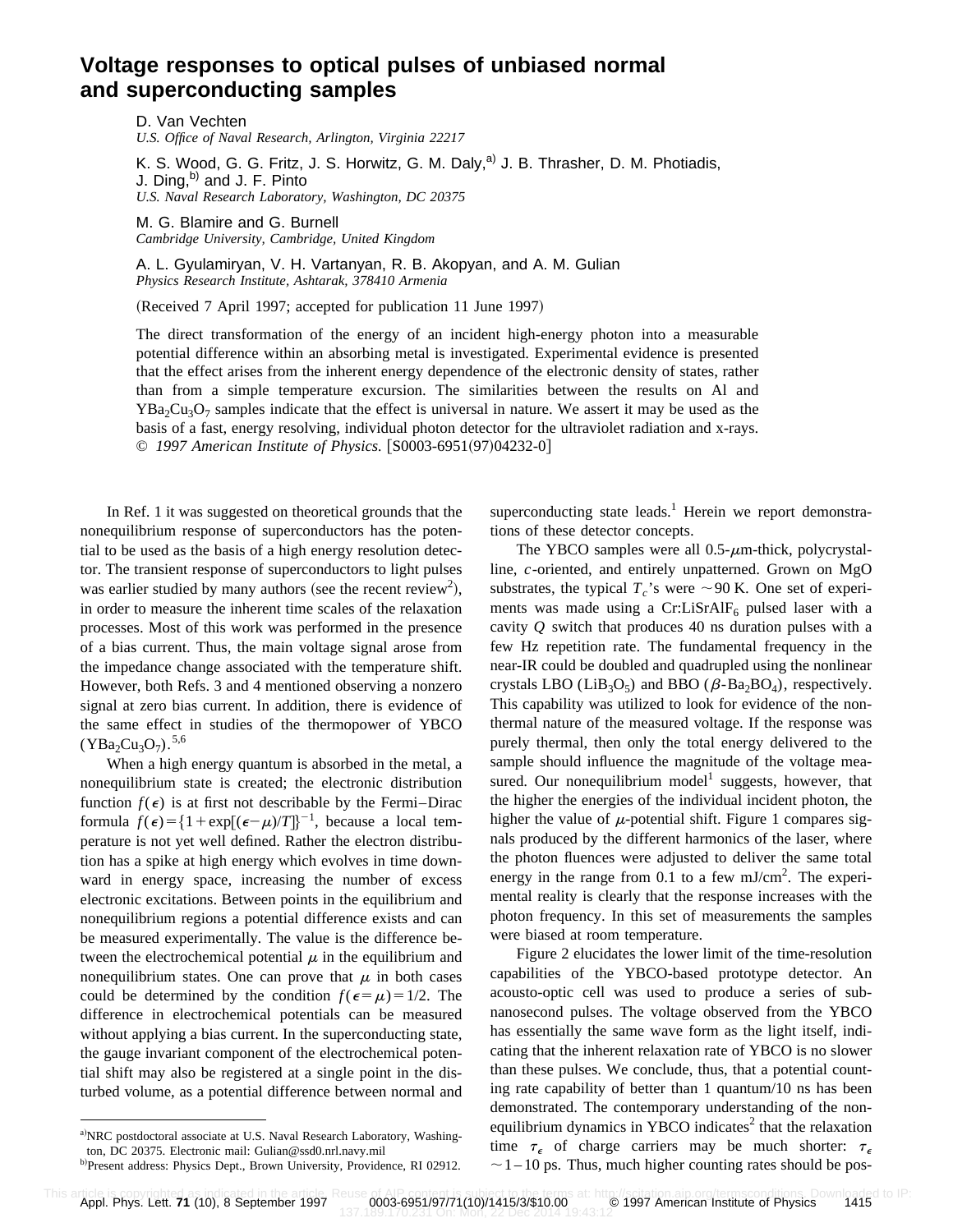# Voltage responses to optical pulses of unbiased normal and superconducting samples

D. Van Vechten
*U.S. Office of Naval Research, Arlington, Virginia 22217*

K. S. Wood, G. G. Fritz, J. S. Horwitz, G. M. Daly,[a] J. B. Thrasher, D. M. Photiadis, J. Ding,[b] and J. F. Pinto
*U.S. Naval Research Laboratory, Washington, DC 20375*

M. G. Blamire and G. Burnell
*Cambridge University, Cambridge, United Kingdom*

A. L. Gyulamiryan, V. H. Vartanyan, R. B. Akopyan, and A. M. Gulian
*Physics Research Institute, Ashtarak, 378410 Armenia*

(Received 7 April 1997; accepted for publication 11 June 1997)

The direct transformation of the energy of an incident high-energy photon into a measurable potential difference within an absorbing metal is investigated. Experimental evidence is presented that the effect arises from the inherent energy dependence of the electronic density of states, rather than from a simple temperature excursion. The similarities between the results on Al and $YBa_2Cu_3O_7$ samples indicate that the effect is universal in nature. We assert it may be used as the basis of a fast, energy resolving, individual photon detector for the ultraviolet radiation and x-rays. © *1997 American Institute of Physics.* [S0003-6951(97)04232-0]

In Ref. 1 it was suggested on theoretical grounds that the nonequilibrium response of superconductors has the potential to be used as the basis of a high energy resolution detector. The transient response of superconductors to light pulses was earlier studied by many authors (see the recent review[2]), in order to measure the inherent time scales of the relaxation processes. Most of this work was performed in the presence of a bias current. Thus, the main voltage signal arose from the impedance change associated with the temperature shift. However, both Refs. 3 and 4 mentioned observing a nonzero signal at zero bias current. In addition, there is evidence of the same effect in studies of the thermopower of YBCO ($YBa_2Cu_3O_7$).[5,6]

When a high energy quantum is absorbed in the metal, a nonequilibrium state is created; the electronic distribution function $f(\epsilon)$ is at first not describable by the Fermi–Dirac formula $f(\epsilon)=\{1+\exp[(\epsilon-\mu)/T]\}^{-1}$, because a local temperature is not yet well defined. Rather the electron distribution has a spike at high energy which evolves in time downward in energy space, increasing the number of excess electronic excitations. Between points in the equilibrium and nonequilibrium regions a potential difference exists and can be measured experimentally. The value is the difference between the electrochemical potential $\mu$ in the equilibrium and nonequilibrium states. One can prove that $\mu$ in both cases could be determined by the condition $f(\epsilon=\mu)=1/2$. The difference in electrochemical potentials can be measured without applying a bias current. In the superconducting state, the gauge invariant component of the electrochemical potential shift may also be registered at a single point in the disturbed volume, as a potential difference between normal and superconducting state leads.[1] Herein we report demonstrations of these detector concepts.

The YBCO samples were all 0.5-$\mu$m-thick, polycrystalline, $c$-oriented, and entirely unpatterned. Grown on MgO substrates, the typical $T_c$'s were $\sim 90$ K. One set of experiments was made using a Cr:LiSrAlF$_6$ pulsed laser with a cavity $Q$ switch that produces 40 ns duration pulses with a few Hz repetition rate. The fundamental frequency in the near-IR could be doubled and quadrupled using the nonlinear crystals LBO ($LiB_3O_5$) and BBO ($\beta$-$Ba_2BO_4$), respectively. This capability was utilized to look for evidence of the nonthermal nature of the measured voltage. If the response was purely thermal, then only the total energy delivered to the sample should influence the magnitude of the voltage measured. Our nonequilibrium model[1] suggests, however, that the higher the energies of the individual incident photon, the higher the value of $\mu$-potential shift. Figure 1 compares signals produced by the different harmonics of the laser, where the photon fluences were adjusted to deliver the same total energy in the range from 0.1 to a few mJ/cm$^2$. The experimental reality is clearly that the response increases with the photon frequency. In this set of measurements the samples were biased at room temperature.

Figure 2 elucidates the lower limit of the time-resolution capabilities of the YBCO-based prototype detector. An acousto-optic cell was used to produce a series of subnanosecond pulses. The voltage observed from the YBCO has essentially the same wave form as the light itself, indicating that the inherent relaxation rate of YBCO is no slower than these pulses. We conclude, thus, that a potential counting rate capability of better than 1 quantum/10 ns has been demonstrated. The contemporary understanding of the nonequilibrium dynamics in YBCO indicates[2] that the relaxation time $\tau_\epsilon$ of charge carriers may be much shorter: $\tau_\epsilon \sim 1-10$ ps. Thus, much higher counting rates should be pos-

[a]NRC postdoctoral associate at U.S. Naval Research Laboratory, Washington, DC 20375. Electronic mail: Gulian@ssd0.nrl.navy.mil

[b]Present address: Physics Dept., Brown University, Providence, RI 02912.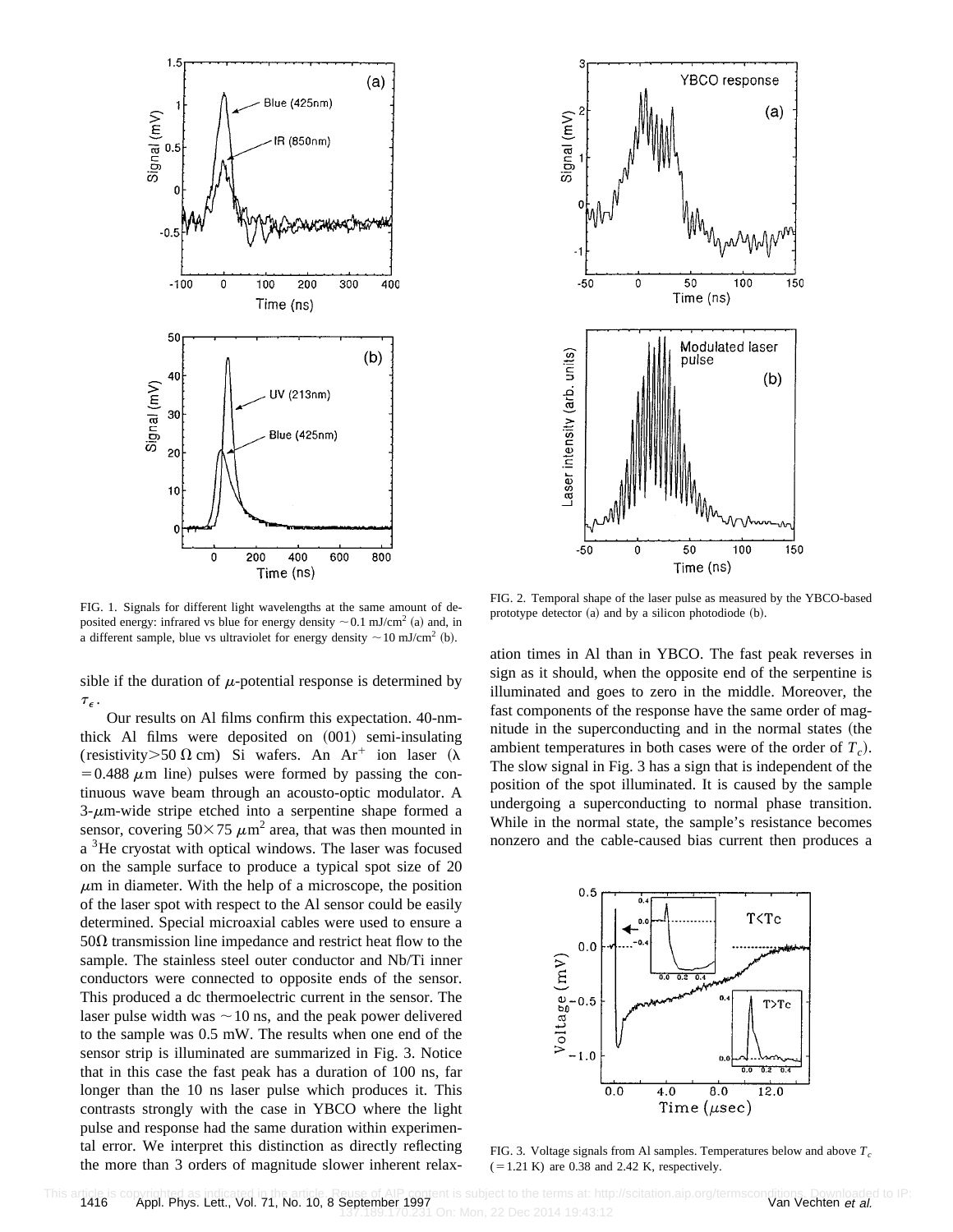FIG. 1. Signals for different light wavelengths at the same amount of deposited energy: infrared vs blue for energy density $\sim 0.1$ mJ/cm$^2$ (a) and, in a different sample, blue vs ultraviolet for energy density $\sim 10$ mJ/cm$^2$ (b).

FIG. 2. Temporal shape of the laser pulse as measured by the YBCO-based prototype detector (a) and by a silicon photodiode (b).

sible if the duration of $\mu$-potential response is determined by $\tau_\epsilon$.

Our results on Al films confirm this expectation. 40-nm-thick Al films were deposited on (001) semi-insulating (resistivity$>50\ \Omega$ cm) Si wafers. An Ar$^+$ ion laser ($\lambda = 0.488\ \mu$m line) pulses were formed by passing the continuous wave beam through an acousto-optic modulator. A 3-$\mu$m-wide stripe etched into a serpentine shape formed a sensor, covering $50\times 75\ \mu$m$^2$ area, that was then mounted in a $^3$He cryostat with optical windows. The laser was focused on the sample surface to produce a typical spot size of 20 $\mu$m in diameter. With the help of a microscope, the position of the laser spot with respect to the Al sensor could be easily determined. Special microaxial cables were used to ensure a 50Ω transmission line impedance and restrict heat flow to the sample. The stainless steel outer conductor and Nb/Ti inner conductors were connected to opposite ends of the sensor. This produced a dc thermoelectric current in the sensor. The laser pulse width was $\sim 10$ ns, and the peak power delivered to the sample was 0.5 mW. The results when one end of the sensor strip is illuminated are summarized in Fig. 3. Notice that in this case the fast peak has a duration of 100 ns, far longer than the 10 ns laser pulse which produces it. This contrasts strongly with the case in YBCO where the light pulse and response had the same duration within experimental error. We interpret this distinction as directly reflecting the more than 3 orders of magnitude slower inherent relaxation times in Al than in YBCO. The fast peak reverses in sign as it should, when the opposite end of the serpentine is illuminated and goes to zero in the middle. Moreover, the fast components of the response have the same order of magnitude in the superconducting and in the normal states (the ambient temperatures in both cases were of the order of $T_c$). The slow signal in Fig. 3 has a sign that is independent of the position of the spot illuminated. It is caused by the sample undergoing a superconducting to normal phase transition. While in the normal state, the sample's resistance becomes nonzero and the cable-caused bias current then produces a

FIG. 3. Voltage signals from Al samples. Temperatures below and above $T_c$ ($=1.21$ K) are 0.38 and 2.42 K, respectively.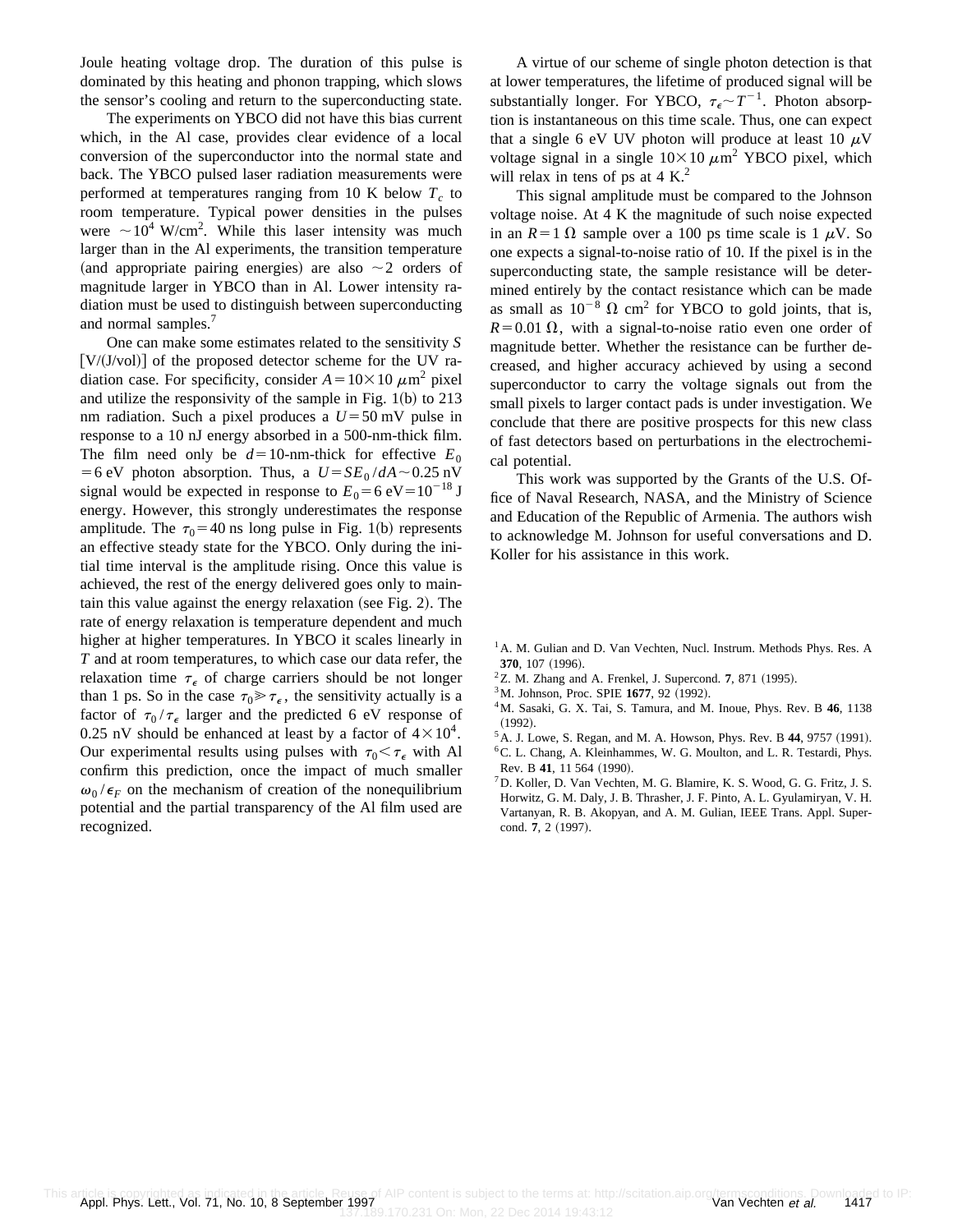Joule heating voltage drop. The duration of this pulse is dominated by this heating and phonon trapping, which slows the sensor's cooling and return to the superconducting state.

The experiments on YBCO did not have this bias current which, in the Al case, provides clear evidence of a local conversion of the superconductor into the normal state and back. The YBCO pulsed laser radiation measurements were performed at temperatures ranging from 10 K below $T_c$ to room temperature. Typical power densities in the pulses were $\sim 10^4$ W/cm$^2$. While this laser intensity was much larger than in the Al experiments, the transition temperature (and appropriate pairing energies) are also $\sim 2$ orders of magnitude larger in YBCO than in Al. Lower intensity radiation must be used to distinguish between superconducting and normal samples.[7]

One can make some estimates related to the sensitivity $S$ [V/(J/vol)] of the proposed detector scheme for the UV radiation case. For specificity, consider $A = 10\times 10\ \mu\text{m}^2$ pixel and utilize the responsivity of the sample in Fig. 1(b) to 213 nm radiation. Such a pixel produces a $U = 50$ mV pulse in response to a 10 nJ energy absorbed in a 500-nm-thick film. The film need only be $d = 10$-nm-thick for effective $E_0 = 6$ eV photon absorption. Thus, a $U = SE_0/dA \sim 0.25$ nV signal would be expected in response to $E_0 = 6\ \text{eV} = 10^{-18}$ J energy. However, this strongly underestimates the response amplitude. The $\tau_0 = 40$ ns long pulse in Fig. 1(b) represents an effective steady state for the YBCO. Only during the initial time interval is the amplitude rising. Once this value is achieved, the rest of the energy delivered goes only to maintain this value against the energy relaxation (see Fig. 2). The rate of energy relaxation is temperature dependent and much higher at higher temperatures. In YBCO it scales linearly in $T$ and at room temperatures, to which case our data refer, the relaxation time $\tau_\epsilon$ of charge carriers should be not longer than 1 ps. So in the case $\tau_0 \gg \tau_\epsilon$, the sensitivity actually is a factor of $\tau_0/\tau_\epsilon$ larger and the predicted 6 eV response of 0.25 nV should be enhanced at least by a factor of $4\times 10^4$. Our experimental results using pulses with $\tau_0 < \tau_\epsilon$ with Al confirm this prediction, once the impact of much smaller $\omega_0/\epsilon_F$ on the mechanism of creation of the nonequilibrium potential and the partial transparency of the Al film used are recognized.

A virtue of our scheme of single photon detection is that at lower temperatures, the lifetime of produced signal will be substantially longer. For YBCO, $\tau_\epsilon \sim T^{-1}$. Photon absorption is instantaneous on this time scale. Thus, one can expect that a single 6 eV UV photon will produce at least 10 $\mu$V voltage signal in a single $10\times 10\ \mu\text{m}^2$ YBCO pixel, which will relax in tens of ps at 4 K.[2]

This signal amplitude must be compared to the Johnson voltage noise. At 4 K the magnitude of such noise expected in an $R = 1\ \Omega$ sample over a 100 ps time scale is 1 $\mu$V. So one expects a signal-to-noise ratio of 10. If the pixel is in the superconducting state, the sample resistance will be determined entirely by the contact resistance which can be made as small as $10^{-8}\ \Omega\ \text{cm}^2$ for YBCO to gold joints, that is, $R = 0.01\ \Omega$, with a signal-to-noise ratio even one order of magnitude better. Whether the resistance can be further decreased, and higher accuracy achieved by using a second superconductor to carry the voltage signals out from the small pixels to larger contact pads is under investigation. We conclude that there are positive prospects for this new class of fast detectors based on perturbations in the electrochemical potential.

This work was supported by the Grants of the U.S. Office of Naval Research, NASA, and the Ministry of Science and Education of the Republic of Armenia. The authors wish to acknowledge M. Johnson for useful conversations and D. Koller for his assistance in this work.

[1] A. M. Gulian and D. Van Vechten, Nucl. Instrum. Methods Phys. Res. A **370**, 107 (1996).

[2] Z. M. Zhang and A. Frenkel, J. Supercond. **7**, 871 (1995).

[3] M. Johnson, Proc. SPIE **1677**, 92 (1992).

[4] M. Sasaki, G. X. Tai, S. Tamura, and M. Inoue, Phys. Rev. B **46**, 1138 (1992).

[5] A. J. Lowe, S. Regan, and M. A. Howson, Phys. Rev. B **44**, 9757 (1991).

[6] C. L. Chang, A. Kleinhammes, W. G. Moulton, and L. R. Testardi, Phys. Rev. B **41**, 11 564 (1990).

[7] D. Koller, D. Van Vechten, M. G. Blamire, K. S. Wood, G. G. Fritz, J. S. Horwitz, G. M. Daly, J. B. Thrasher, J. F. Pinto, A. L. Gyulamiryan, V. H. Vartanyan, R. B. Akopyan, and A. M. Gulian, IEEE Trans. Appl. Supercond. **7**, 2 (1997).